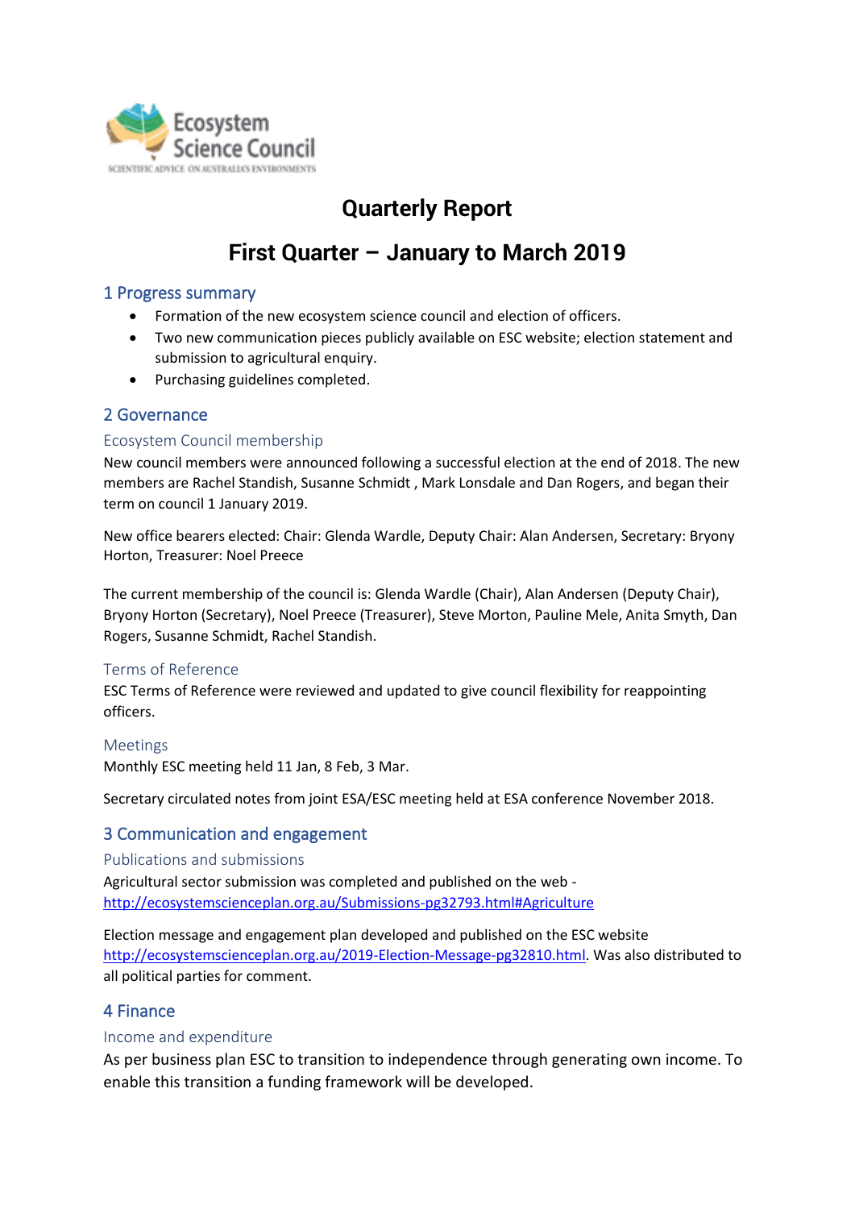# Quarterly Report

# First Quarter – January to March 2019

## 1 Progress summary

- Formation of the new ecosystem science council and election of officers.
- Two new communication pieces publicly available on ESC website; election statement and submission to agricultural enquiry.
- Purchasing guidelines completed.

## 2 Governance

### Ecosystem Council membership

New council members were announced following a successful election at the end of 2018. The new members are Rachel Standish, Susanne Schmidt , Mark Lonsdale and Dan Rogers, and began their term on council 1 January 2019.

New office bearers elected: Chair: Glenda Wardle, Deputy Chair: Alan Andersen, Secretary: Bryony Horton, Treasurer: Noel Preece

The current membership of the council is: Glenda Wardle (Chair), Alan Andersen (Deputy Chair), Bryony Horton (Secretary), Noel Preece (Treasurer), Steve Morton, Pauline Mele, Anita Smyth, Dan Rogers, Susanne Schmidt, Rachel Standish.

### Terms of Reference

ESC Terms of Reference were reviewed and updated to give council flexibility for reappointing officers.

### Meetings

Monthly ESC meeting held 11 Jan, 8 Feb, 3 Mar.

Secretary circulated notes from joint ESA/ESC meeting held at ESA conference November 2018.

## 3 Communication and engagement

### Publications and submissions

Agricultural sector submission was completed and published on the web - http://ecosystemscienceplan.org.au/Submissions-pg32793.html#Agriculture

Election message and engagement plan developed and published on the ESC website http://ecosystemscienceplan.org.au/2019-Election-Message-pg32810.html. Was also distributed to all political parties for comment.

## 4 Finance

### Income and expenditure

As per business plan ESC to transition to independence through generating own income. To enable this transition a funding framework will be developed.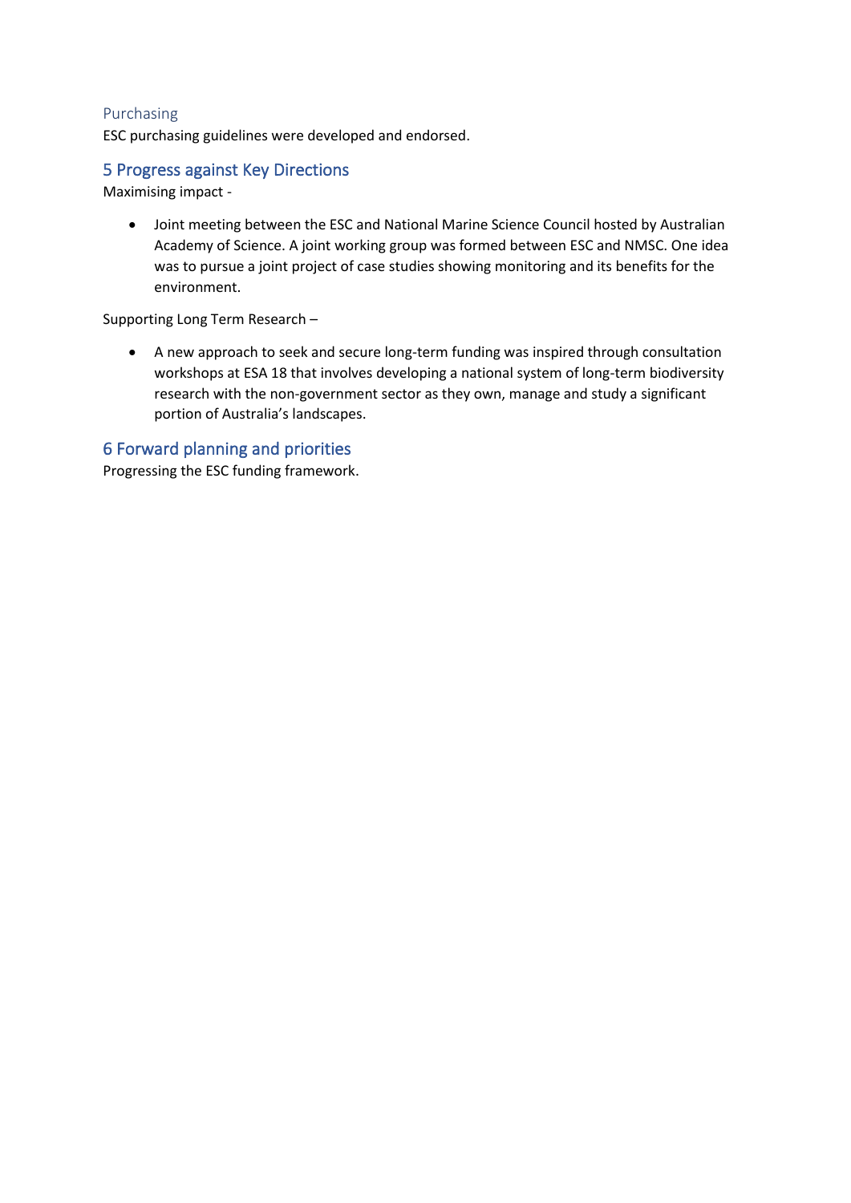### Purchasing

ESC purchasing guidelines were developed and endorsed.

## 5 Progress against Key Directions

Maximising impact -

- Joint meeting between the ESC and National Marine Science Council hosted by Australian Academy of Science. A joint working group was formed between ESC and NMSC. One idea was to pursue a joint project of case studies showing monitoring and its benefits for the environment.

Supporting Long Term Research –

- A new approach to seek and secure long-term funding was inspired through consultation workshops at ESA 18 that involves developing a national system of long-term biodiversity research with the non-government sector as they own, manage and study a significant portion of Australia's landscapes.

## 6 Forward planning and priorities

Progressing the ESC funding framework.